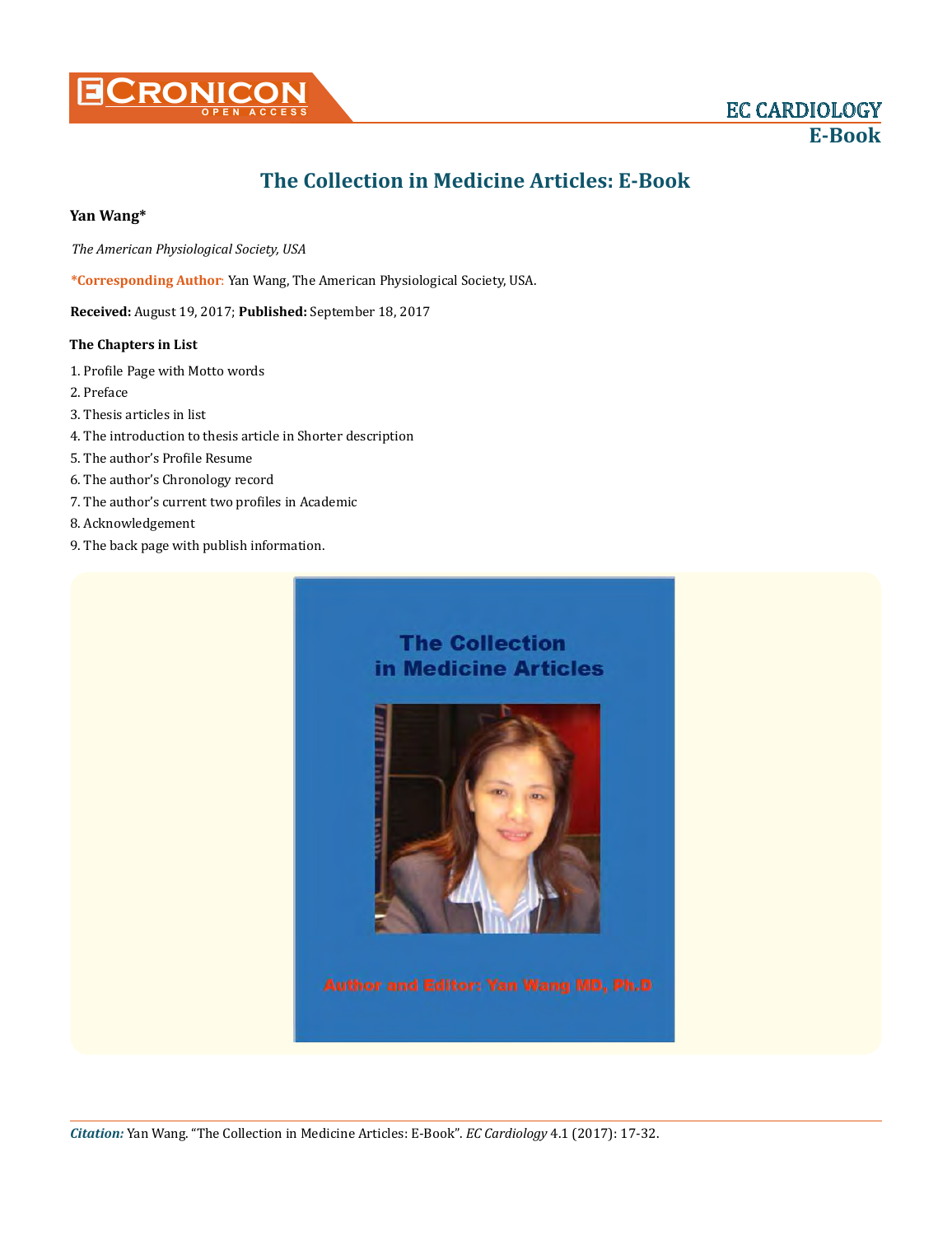# The Collection in Medicine Articles: E-Book

**Yan Wang***

*The American Physiological Society, USA*

***Corresponding Author**: Yan Wang, The American Physiological Society, USA.

**Received:** August 19, 2017; **Published:** September 18, 2017

**The Chapters in List**

1. Profile Page with Motto words
2. Preface
3. Thesis articles in list
4. The introduction to thesis article in Shorter description
5. The author's Profile Resume
6. The author's Chronology record
7. The author's current two profiles in Academic
8. Acknowledgement
9. The back page with publish information.

The Collection in Medicine Articles

Author and Editor: Yan Wang MD, Ph.D

*Citation:* Yan Wang. "The Collection in Medicine Articles: E-Book". *EC Cardiology* 4.1 (2017): 17-32.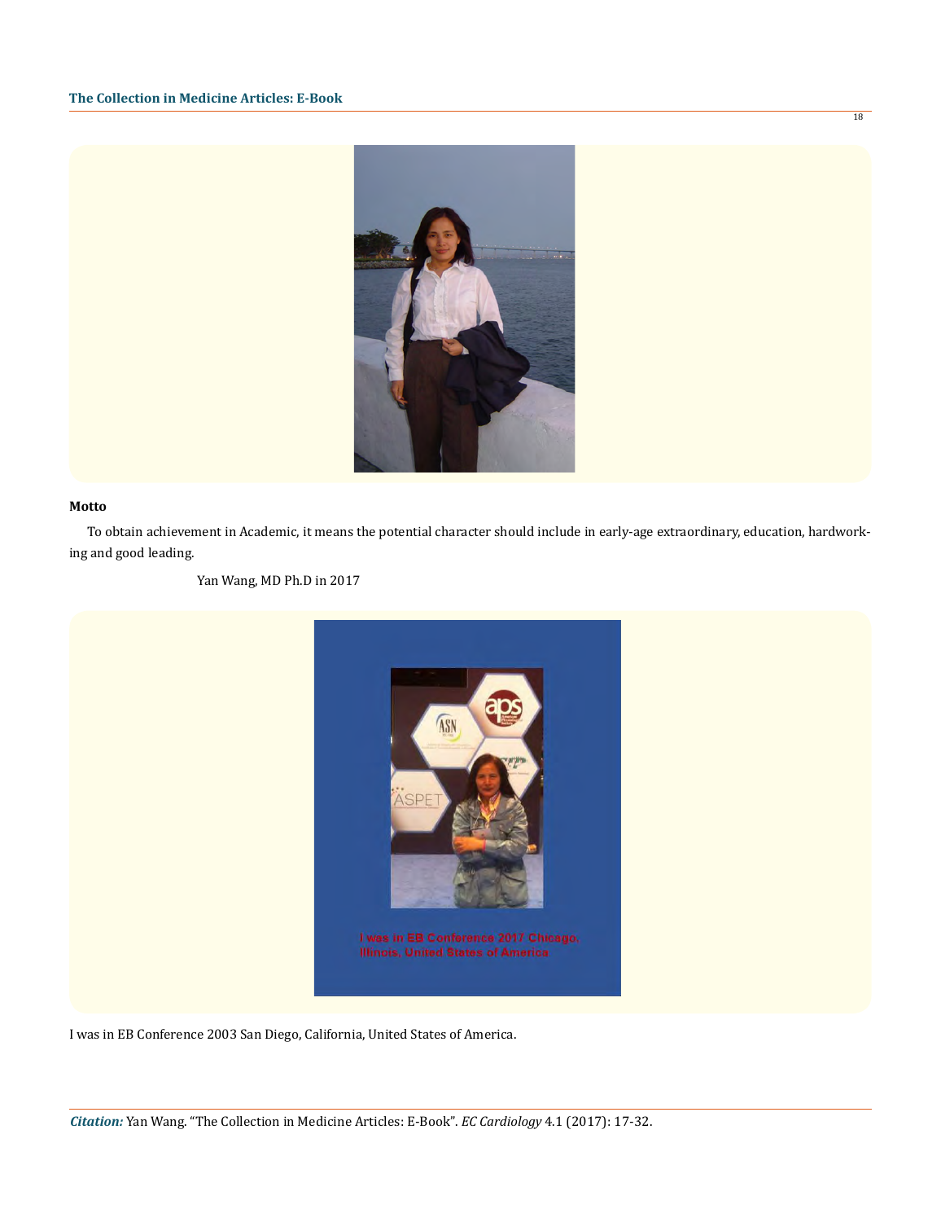**Motto**

To obtain achievement in Academic, it means the potential character should include in early-age extraordinary, education, hardworking and good leading.

Yan Wang, MD Ph.D in 2017

I was in EB Conference 2003 San Diego, California, United States of America.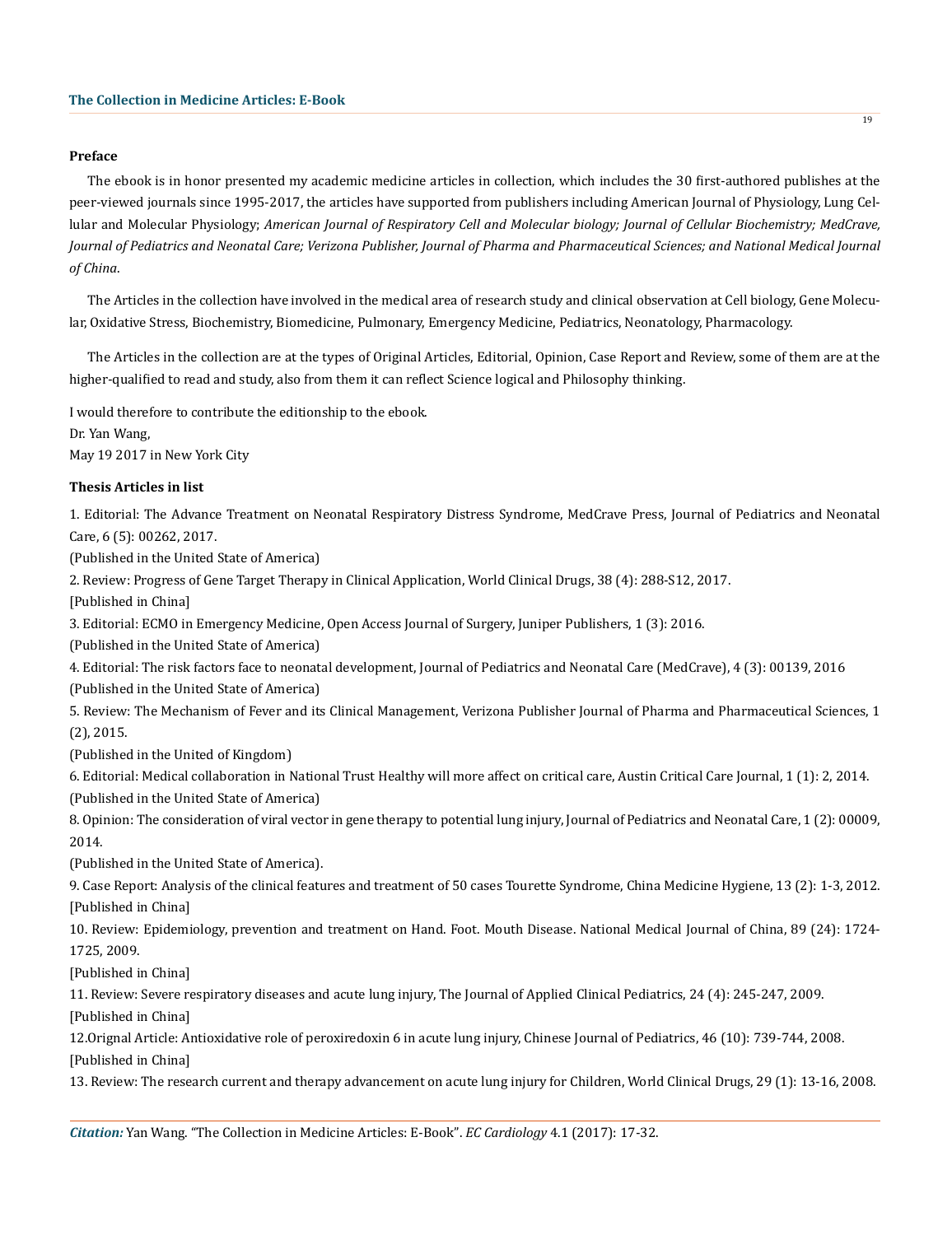### Preface

The ebook is in honor presented my academic medicine articles in collection, which includes the 30 first-authored publishes at the peer-viewed journals since 1995-2017, the articles have supported from publishers including American Journal of Physiology, Lung Cellular and Molecular Physiology; *American Journal of Respiratory Cell and Molecular biology; Journal of Cellular Biochemistry; MedCrave, Journal of Pediatrics and Neonatal Care; Verizona Publisher, Journal of Pharma and Pharmaceutical Sciences; and National Medical Journal of China*.

The Articles in the collection have involved in the medical area of research study and clinical observation at Cell biology, Gene Molecular, Oxidative Stress, Biochemistry, Biomedicine, Pulmonary, Emergency Medicine, Pediatrics, Neonatology, Pharmacology.

The Articles in the collection are at the types of Original Articles, Editorial, Opinion, Case Report and Review, some of them are at the higher-qualified to read and study, also from them it can reflect Science logical and Philosophy thinking.

I would therefore to contribute the editionship to the ebook.

Dr. Yan Wang,

May 19 2017 in New York City

### Thesis Articles in list

1. Editorial: The Advance Treatment on Neonatal Respiratory Distress Syndrome, MedCrave Press, Journal of Pediatrics and Neonatal Care, 6 (5): 00262, 2017.

(Published in the United State of America)

2. Review: Progress of Gene Target Therapy in Clinical Application, World Clinical Drugs, 38 (4): 288-S12, 2017.

[Published in China]

3. Editorial: ECMO in Emergency Medicine, Open Access Journal of Surgery, Juniper Publishers, 1 (3): 2016.

(Published in the United State of America)

4. Editorial: The risk factors face to neonatal development, Journal of Pediatrics and Neonatal Care (MedCrave), 4 (3): 00139, 2016

(Published in the United State of America)

5. Review: The Mechanism of Fever and its Clinical Management, Verizona Publisher Journal of Pharma and Pharmaceutical Sciences, 1 (2), 2015.

(Published in the United of Kingdom)

6. Editorial: Medical collaboration in National Trust Healthy will more affect on critical care, Austin Critical Care Journal, 1 (1): 2, 2014.

(Published in the United State of America)

8. Opinion: The consideration of viral vector in gene therapy to potential lung injury, Journal of Pediatrics and Neonatal Care, 1 (2): 00009, 2014.

(Published in the United State of America).

9. Case Report: Analysis of the clinical features and treatment of 50 cases Tourette Syndrome, China Medicine Hygiene, 13 (2): 1-3, 2012.

[Published in China]

10. Review: Epidemiology, prevention and treatment on Hand. Foot. Mouth Disease. National Medical Journal of China, 89 (24): 1724-1725, 2009.

[Published in China]

11. Review: Severe respiratory diseases and acute lung injury, The Journal of Applied Clinical Pediatrics, 24 (4): 245-247, 2009.

[Published in China]

12.Orignal Article: Antioxidative role of peroxiredoxin 6 in acute lung injury, Chinese Journal of Pediatrics, 46 (10): 739-744, 2008.

[Published in China]

13. Review: The research current and therapy advancement on acute lung injury for Children, World Clinical Drugs, 29 (1): 13-16, 2008.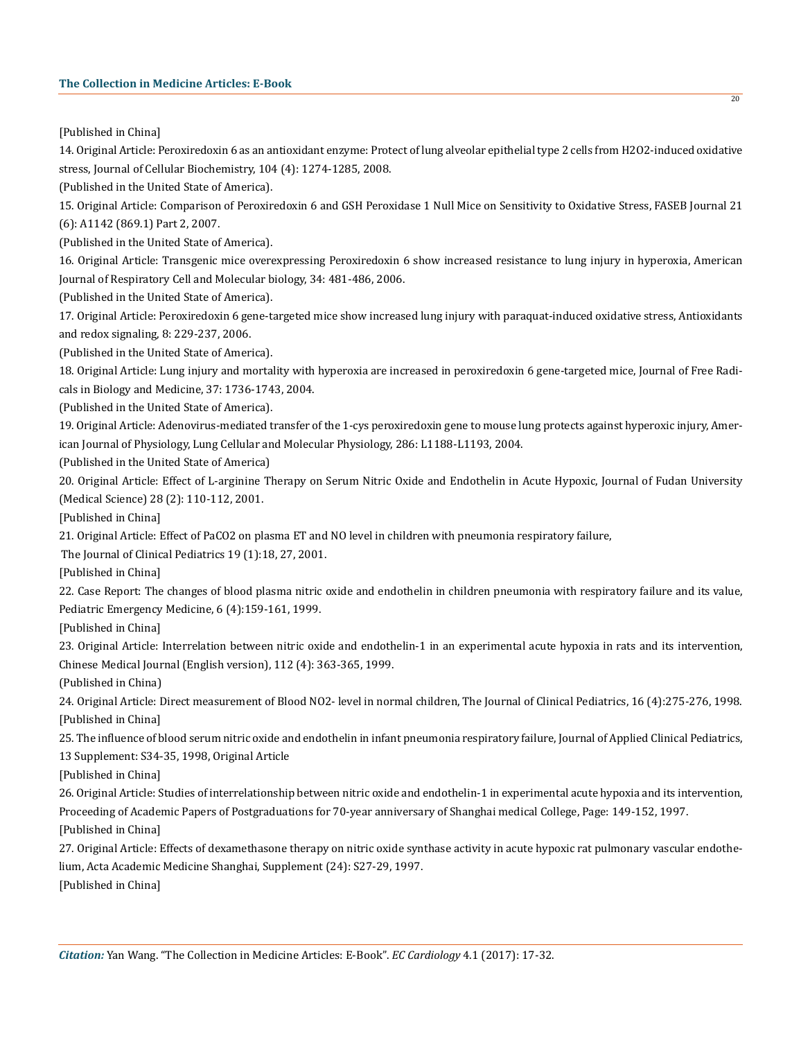[Published in China]

14. Original Article: Peroxiredoxin 6 as an antioxidant enzyme: Protect of lung alveolar epithelial type 2 cells from H2O2-induced oxidative stress, Journal of Cellular Biochemistry, 104 (4): 1274-1285, 2008.

(Published in the United State of America).

15. Original Article: Comparison of Peroxiredoxin 6 and GSH Peroxidase 1 Null Mice on Sensitivity to Oxidative Stress, FASEB Journal 21 (6): A1142 (869.1) Part 2, 2007.

(Published in the United State of America).

16. Original Article: Transgenic mice overexpressing Peroxiredoxin 6 show increased resistance to lung injury in hyperoxia, American Journal of Respiratory Cell and Molecular biology, 34: 481-486, 2006.

(Published in the United State of America).

17. Original Article: Peroxiredoxin 6 gene-targeted mice show increased lung injury with paraquat-induced oxidative stress, Antioxidants and redox signaling, 8: 229-237, 2006.

(Published in the United State of America).

18. Original Article: Lung injury and mortality with hyperoxia are increased in peroxiredoxin 6 gene-targeted mice, Journal of Free Radicals in Biology and Medicine, 37: 1736-1743, 2004.

(Published in the United State of America).

19. Original Article: Adenovirus-mediated transfer of the 1-cys peroxiredoxin gene to mouse lung protects against hyperoxic injury, American Journal of Physiology, Lung Cellular and Molecular Physiology, 286: L1188-L1193, 2004.

(Published in the United State of America)

20. Original Article: Effect of L-arginine Therapy on Serum Nitric Oxide and Endothelin in Acute Hypoxic, Journal of Fudan University (Medical Science) 28 (2): 110-112, 2001.

[Published in China]

21. Original Article: Effect of PaCO2 on plasma ET and NO level in children with pneumonia respiratory failure,

The Journal of Clinical Pediatrics 19 (1):18, 27, 2001.

[Published in China]

22. Case Report: The changes of blood plasma nitric oxide and endothelin in children pneumonia with respiratory failure and its value, Pediatric Emergency Medicine, 6 (4):159-161, 1999.

[Published in China]

23. Original Article: Interrelation between nitric oxide and endothelin-1 in an experimental acute hypoxia in rats and its intervention, Chinese Medical Journal (English version), 112 (4): 363-365, 1999.

(Published in China)

24. Original Article: Direct measurement of Blood NO2- level in normal children, The Journal of Clinical Pediatrics, 16 (4):275-276, 1998.

[Published in China]

25. The influence of blood serum nitric oxide and endothelin in infant pneumonia respiratory failure, Journal of Applied Clinical Pediatrics, 13 Supplement: S34-35, 1998, Original Article

[Published in China]

26. Original Article: Studies of interrelationship between nitric oxide and endothelin-1 in experimental acute hypoxia and its intervention, Proceeding of Academic Papers of Postgraduations for 70-year anniversary of Shanghai medical College, Page: 149-152, 1997.

[Published in China]

27. Original Article: Effects of dexamethasone therapy on nitric oxide synthase activity in acute hypoxic rat pulmonary vascular endothelium, Acta Academic Medicine Shanghai, Supplement (24): S27-29, 1997.

[Published in China]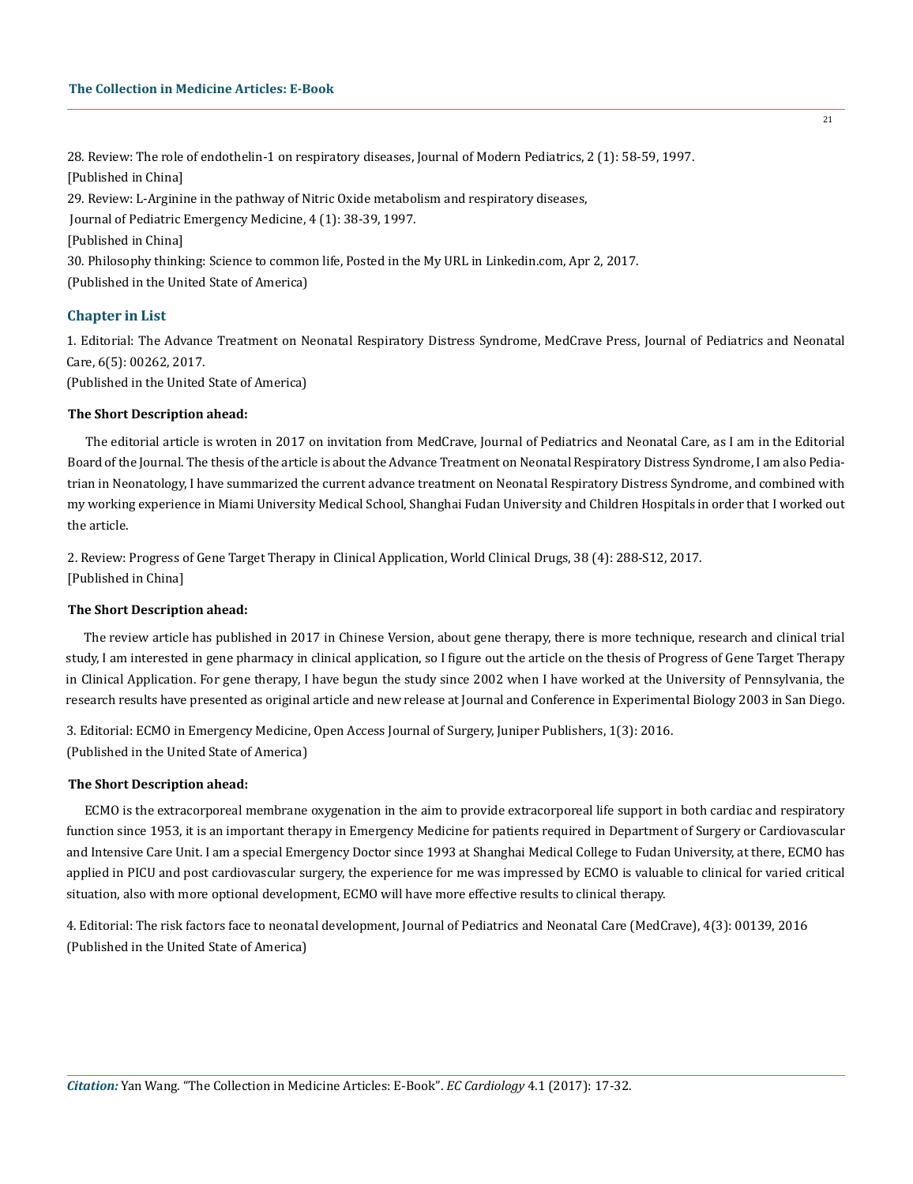28. Review: The role of endothelin-1 on respiratory diseases, Journal of Modern Pediatrics, 2 (1): 58-59, 1997.

[Published in China]

29. Review: L-Arginine in the pathway of Nitric Oxide metabolism and respiratory diseases,

Journal of Pediatric Emergency Medicine, 4 (1): 38-39, 1997.

[Published in China]

30. Philosophy thinking: Science to common life, Posted in the My URL in Linkedin.com, Apr 2, 2017.

(Published in the United State of America)

## Chapter in List

1. Editorial: The Advance Treatment on Neonatal Respiratory Distress Syndrome, MedCrave Press, Journal of Pediatrics and Neonatal Care, 6(5): 00262, 2017.

(Published in the United State of America)

**The Short Description ahead:**

The editorial article is wroten in 2017 on invitation from MedCrave, Journal of Pediatrics and Neonatal Care, as I am in the Editorial Board of the Journal. The thesis of the article is about the Advance Treatment on Neonatal Respiratory Distress Syndrome, I am also Pediatrian in Neonatology, I have summarized the current advance treatment on Neonatal Respiratory Distress Syndrome, and combined with my working experience in Miami University Medical School, Shanghai Fudan University and Children Hospitals in order that I worked out the article.

2. Review: Progress of Gene Target Therapy in Clinical Application, World Clinical Drugs, 38 (4): 288-S12, 2017.

[Published in China]

**The Short Description ahead:**

The review article has published in 2017 in Chinese Version, about gene therapy, there is more technique, research and clinical trial study, I am interested in gene pharmacy in clinical application, so I figure out the article on the thesis of Progress of Gene Target Therapy in Clinical Application. For gene therapy, I have begun the study since 2002 when I have worked at the University of Pennsylvania, the research results have presented as original article and new release at Journal and Conference in Experimental Biology 2003 in San Diego.

3. Editorial: ECMO in Emergency Medicine, Open Access Journal of Surgery, Juniper Publishers, 1(3): 2016.

(Published in the United State of America)

**The Short Description ahead:**

ECMO is the extracorporeal membrane oxygenation in the aim to provide extracorporeal life support in both cardiac and respiratory function since 1953, it is an important therapy in Emergency Medicine for patients required in Department of Surgery or Cardiovascular and Intensive Care Unit. I am a special Emergency Doctor since 1993 at Shanghai Medical College to Fudan University, at there, ECMO has applied in PICU and post cardiovascular surgery, the experience for me was impressed by ECMO is valuable to clinical for varied critical situation, also with more optional development, ECMO will have more effective results to clinical therapy.

4. Editorial: The risk factors face to neonatal development, Journal of Pediatrics and Neonatal Care (MedCrave), 4(3): 00139, 2016

(Published in the United State of America)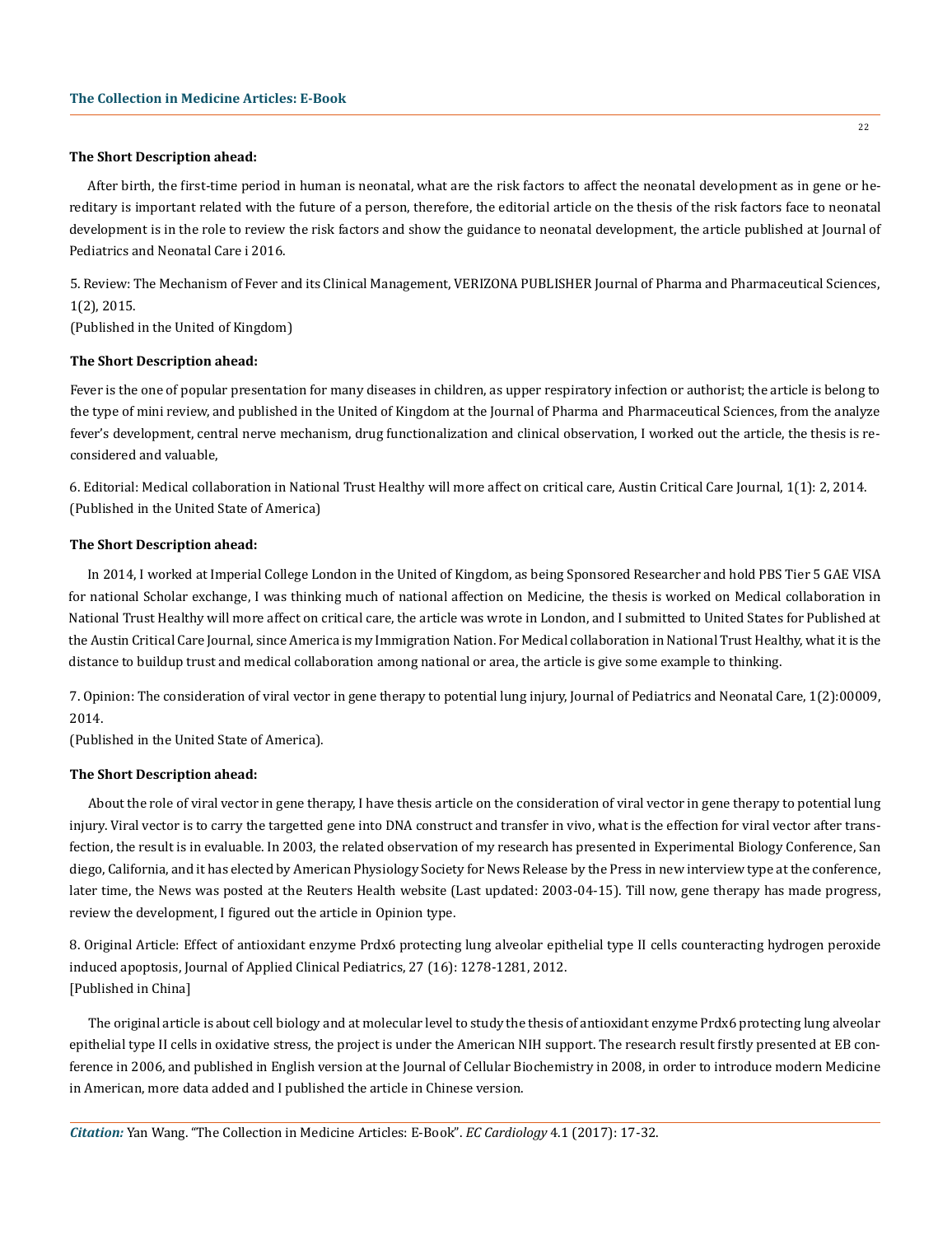**The Short Description ahead:**

After birth, the first-time period in human is neonatal, what are the risk factors to affect the neonatal development as in gene or hereditary is important related with the future of a person, therefore, the editorial article on the thesis of the risk factors face to neonatal development is in the role to review the risk factors and show the guidance to neonatal development, the article published at Journal of Pediatrics and Neonatal Care i 2016.

5. Review: The Mechanism of Fever and its Clinical Management, VERIZONA PUBLISHER Journal of Pharma and Pharmaceutical Sciences, 1(2), 2015.
(Published in the United of Kingdom)

**The Short Description ahead:**

Fever is the one of popular presentation for many diseases in children, as upper respiratory infection or authorist; the article is belong to the type of mini review, and published in the United of Kingdom at the Journal of Pharma and Pharmaceutical Sciences, from the analyze fever's development, central nerve mechanism, drug functionalization and clinical observation, I worked out the article, the thesis is reconsidered and valuable,

6. Editorial: Medical collaboration in National Trust Healthy will more affect on critical care, Austin Critical Care Journal, 1(1): 2, 2014.
(Published in the United State of America)

**The Short Description ahead:**

In 2014, I worked at Imperial College London in the United of Kingdom, as being Sponsored Researcher and hold PBS Tier 5 GAE VISA for national Scholar exchange, I was thinking much of national affection on Medicine, the thesis is worked on Medical collaboration in National Trust Healthy will more affect on critical care, the article was wrote in London, and I submitted to United States for Published at the Austin Critical Care Journal, since America is my Immigration Nation. For Medical collaboration in National Trust Healthy, what it is the distance to buildup trust and medical collaboration among national or area, the article is give some example to thinking.

7. Opinion: The consideration of viral vector in gene therapy to potential lung injury, Journal of Pediatrics and Neonatal Care, 1(2):00009, 2014.
(Published in the United State of America).

**The Short Description ahead:**

About the role of viral vector in gene therapy, I have thesis article on the consideration of viral vector in gene therapy to potential lung injury. Viral vector is to carry the targetted gene into DNA construct and transfer in vivo, what is the effection for viral vector after transfection, the result is in evaluable. In 2003, the related observation of my research has presented in Experimental Biology Conference, San diego, California, and it has elected by American Physiology Society for News Release by the Press in new interview type at the conference, later time, the News was posted at the Reuters Health website (Last updated: 2003-04-15). Till now, gene therapy has made progress, review the development, I figured out the article in Opinion type.

8. Original Article: Effect of antioxidant enzyme Prdx6 protecting lung alveolar epithelial type II cells counteracting hydrogen peroxide induced apoptosis, Journal of Applied Clinical Pediatrics, 27 (16): 1278-1281, 2012.
[Published in China]

The original article is about cell biology and at molecular level to study the thesis of antioxidant enzyme Prdx6 protecting lung alveolar epithelial type II cells in oxidative stress, the project is under the American NIH support. The research result firstly presented at EB conference in 2006, and published in English version at the Journal of Cellular Biochemistry in 2008, in order to introduce modern Medicine in American, more data added and I published the article in Chinese version.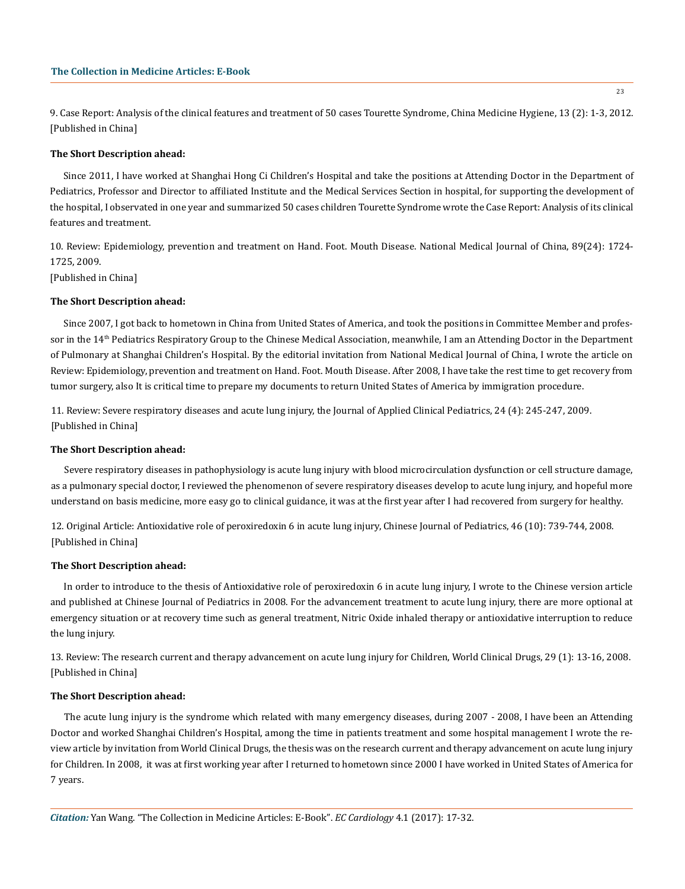9. Case Report: Analysis of the clinical features and treatment of 50 cases Tourette Syndrome, China Medicine Hygiene, 13 (2): 1-3, 2012. [Published in China]

**The Short Description ahead:**

Since 2011, I have worked at Shanghai Hong Ci Children's Hospital and take the positions at Attending Doctor in the Department of Pediatrics, Professor and Director to affiliated Institute and the Medical Services Section in hospital, for supporting the development of the hospital, I observated in one year and summarized 50 cases children Tourette Syndrome wrote the Case Report: Analysis of its clinical features and treatment.

10. Review: Epidemiology, prevention and treatment on Hand. Foot. Mouth Disease. National Medical Journal of China, 89(24): 1724-1725, 2009.
[Published in China]

**The Short Description ahead:**

Since 2007, I got back to hometown in China from United States of America, and took the positions in Committee Member and professor in the 14th Pediatrics Respiratory Group to the Chinese Medical Association, meanwhile, I am an Attending Doctor in the Department of Pulmonary at Shanghai Children's Hospital. By the editorial invitation from National Medical Journal of China, I wrote the article on Review: Epidemiology, prevention and treatment on Hand. Foot. Mouth Disease. After 2008, I have take the rest time to get recovery from tumor surgery, also It is critical time to prepare my documents to return United States of America by immigration procedure.

11. Review: Severe respiratory diseases and acute lung injury, the Journal of Applied Clinical Pediatrics, 24 (4): 245-247, 2009.
[Published in China]

**The Short Description ahead:**

Severe respiratory diseases in pathophysiology is acute lung injury with blood microcirculation dysfunction or cell structure damage, as a pulmonary special doctor, I reviewed the phenomenon of severe respiratory diseases develop to acute lung injury, and hopeful more understand on basis medicine, more easy go to clinical guidance, it was at the first year after I had recovered from surgery for healthy.

12. Original Article: Antioxidative role of peroxiredoxin 6 in acute lung injury, Chinese Journal of Pediatrics, 46 (10): 739-744, 2008.
[Published in China]

**The Short Description ahead:**

In order to introduce to the thesis of Antioxidative role of peroxiredoxin 6 in acute lung injury, I wrote to the Chinese version article and published at Chinese Journal of Pediatrics in 2008. For the advancement treatment to acute lung injury, there are more optional at emergency situation or at recovery time such as general treatment, Nitric Oxide inhaled therapy or antioxidative interruption to reduce the lung injury.

13. Review: The research current and therapy advancement on acute lung injury for Children, World Clinical Drugs, 29 (1): 13-16, 2008.
[Published in China]

**The Short Description ahead:**

The acute lung injury is the syndrome which related with many emergency diseases, during 2007 - 2008, I have been an Attending Doctor and worked Shanghai Children's Hospital, among the time in patients treatment and some hospital management I wrote the review article by invitation from World Clinical Drugs, the thesis was on the research current and therapy advancement on acute lung injury for Children. In 2008, it was at first working year after I returned to hometown since 2000 I have worked in United States of America for 7 years.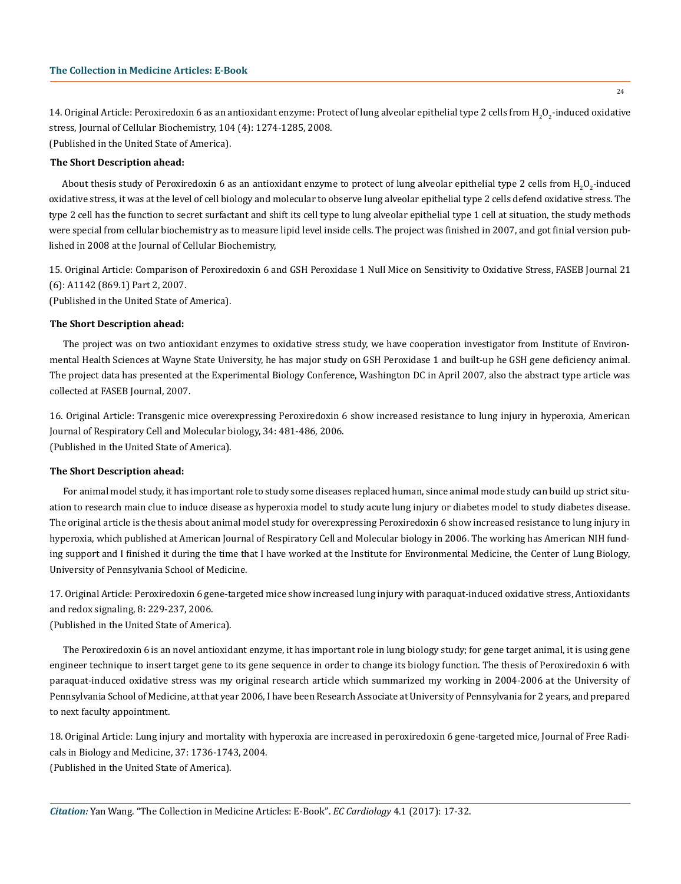14. Original Article: Peroxiredoxin 6 as an antioxidant enzyme: Protect of lung alveolar epithelial type 2 cells from $H_2O_2$-induced oxidative stress, Journal of Cellular Biochemistry, 104 (4): 1274-1285, 2008.
(Published in the United State of America).

**The Short Description ahead:**

About thesis study of Peroxiredoxin 6 as an antioxidant enzyme to protect of lung alveolar epithelial type 2 cells from $H_2O_2$-induced oxidative stress, it was at the level of cell biology and molecular to observe lung alveolar epithelial type 2 cells defend oxidative stress. The type 2 cell has the function to secret surfactant and shift its cell type to lung alveolar epithelial type 1 cell at situation, the study methods were special from cellular biochemistry as to measure lipid level inside cells. The project was finished in 2007, and got finial version published in 2008 at the Journal of Cellular Biochemistry,

15. Original Article: Comparison of Peroxiredoxin 6 and GSH Peroxidase 1 Null Mice on Sensitivity to Oxidative Stress, FASEB Journal 21 (6): A1142 (869.1) Part 2, 2007.
(Published in the United State of America).

**The Short Description ahead:**

The project was on two antioxidant enzymes to oxidative stress study, we have cooperation investigator from Institute of Environmental Health Sciences at Wayne State University, he has major study on GSH Peroxidase 1 and built-up he GSH gene deficiency animal. The project data has presented at the Experimental Biology Conference, Washington DC in April 2007, also the abstract type article was collected at FASEB Journal, 2007.

16. Original Article: Transgenic mice overexpressing Peroxiredoxin 6 show increased resistance to lung injury in hyperoxia, American Journal of Respiratory Cell and Molecular biology, 34: 481-486, 2006.
(Published in the United State of America).

**The Short Description ahead:**

For animal model study, it has important role to study some diseases replaced human, since animal mode study can build up strict situation to research main clue to induce disease as hyperoxia model to study acute lung injury or diabetes model to study diabetes disease. The original article is the thesis about animal model study for overexpressing Peroxiredoxin 6 show increased resistance to lung injury in hyperoxia, which published at American Journal of Respiratory Cell and Molecular biology in 2006. The working has American NIH funding support and I finished it during the time that I have worked at the Institute for Environmental Medicine, the Center of Lung Biology, University of Pennsylvania School of Medicine.

17. Original Article: Peroxiredoxin 6 gene-targeted mice show increased lung injury with paraquat-induced oxidative stress, Antioxidants and redox signaling, 8: 229-237, 2006.
(Published in the United State of America).

The Peroxiredoxin 6 is an novel antioxidant enzyme, it has important role in lung biology study; for gene target animal, it is using gene engineer technique to insert target gene to its gene sequence in order to change its biology function. The thesis of Peroxiredoxin 6 with paraquat-induced oxidative stress was my original research article which summarized my working in 2004-2006 at the University of Pennsylvania School of Medicine, at that year 2006, I have been Research Associate at University of Pennsylvania for 2 years, and prepared to next faculty appointment.

18. Original Article: Lung injury and mortality with hyperoxia are increased in peroxiredoxin 6 gene-targeted mice, Journal of Free Radicals in Biology and Medicine, 37: 1736-1743, 2004.
(Published in the United State of America).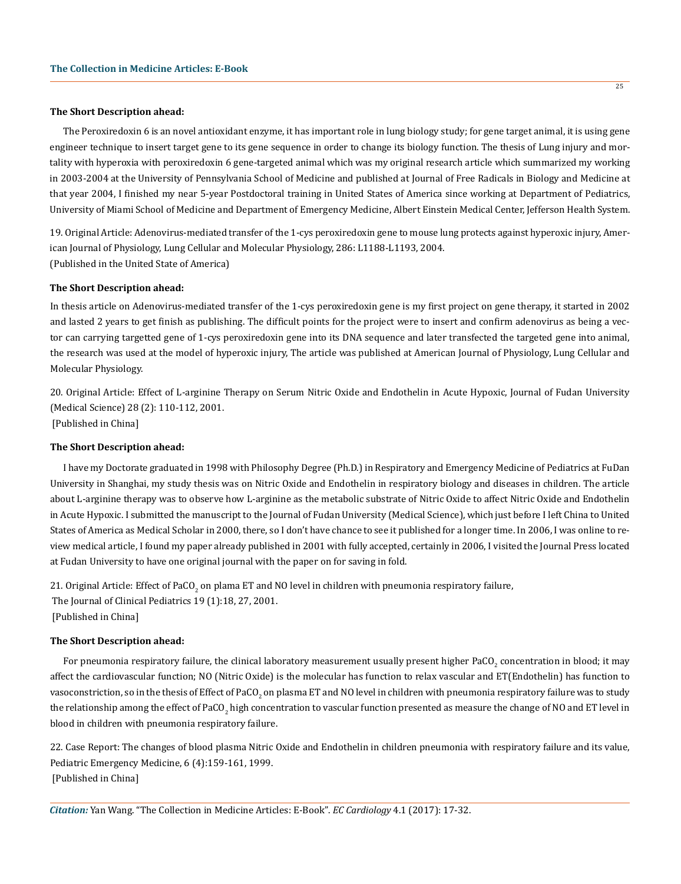**The Short Description ahead:**

The Peroxiredoxin 6 is an novel antioxidant enzyme, it has important role in lung biology study; for gene target animal, it is using gene engineer technique to insert target gene to its gene sequence in order to change its biology function. The thesis of Lung injury and mortality with hyperoxia with peroxiredoxin 6 gene-targeted animal which was my original research article which summarized my working in 2003-2004 at the University of Pennsylvania School of Medicine and published at Journal of Free Radicals in Biology and Medicine at that year 2004, I finished my near 5-year Postdoctoral training in United States of America since working at Department of Pediatrics, University of Miami School of Medicine and Department of Emergency Medicine, Albert Einstein Medical Center, Jefferson Health System.

19. Original Article: Adenovirus-mediated transfer of the 1-cys peroxiredoxin gene to mouse lung protects against hyperoxic injury, American Journal of Physiology, Lung Cellular and Molecular Physiology, 286: L1188-L1193, 2004.
(Published in the United State of America)

**The Short Description ahead:**

In thesis article on Adenovirus-mediated transfer of the 1-cys peroxiredoxin gene is my first project on gene therapy, it started in 2002 and lasted 2 years to get finish as publishing. The difficult points for the project were to insert and confirm adenovirus as being a vector can carrying targetted gene of 1-cys peroxiredoxin gene into its DNA sequence and later transfected the targeted gene into animal, the research was used at the model of hyperoxic injury, The article was published at American Journal of Physiology, Lung Cellular and Molecular Physiology.

20. Original Article: Effect of L-arginine Therapy on Serum Nitric Oxide and Endothelin in Acute Hypoxic, Journal of Fudan University (Medical Science) 28 (2): 110-112, 2001.
[Published in China]

**The Short Description ahead:**

I have my Doctorate graduated in 1998 with Philosophy Degree (Ph.D.) in Respiratory and Emergency Medicine of Pediatrics at FuDan University in Shanghai, my study thesis was on Nitric Oxide and Endothelin in respiratory biology and diseases in children. The article about L-arginine therapy was to observe how L-arginine as the metabolic substrate of Nitric Oxide to affect Nitric Oxide and Endothelin in Acute Hypoxic. I submitted the manuscript to the Journal of Fudan University (Medical Science), which just before I left China to United States of America as Medical Scholar in 2000, there, so I don't have chance to see it published for a longer time. In 2006, I was online to review medical article, I found my paper already published in 2001 with fully accepted, certainly in 2006, I visited the Journal Press located at Fudan University to have one original journal with the paper on for saving in fold.

21. Original Article: Effect of $PaCO_2$ on plama ET and NO level in children with pneumonia respiratory failure,
The Journal of Clinical Pediatrics 19 (1):18, 27, 2001.
[Published in China]

**The Short Description ahead:**

For pneumonia respiratory failure, the clinical laboratory measurement usually present higher $PaCO_2$ concentration in blood; it may affect the cardiovascular function; NO (Nitric Oxide) is the molecular has function to relax vascular and ET(Endothelin) has function to vasoconstriction, so in the thesis of Effect of $PaCO_2$ on plasma ET and NO level in children with pneumonia respiratory failure was to study the relationship among the effect of $PaCO_2$ high concentration to vascular function presented as measure the change of NO and ET level in blood in children with pneumonia respiratory failure.

22. Case Report: The changes of blood plasma Nitric Oxide and Endothelin in children pneumonia with respiratory failure and its value, Pediatric Emergency Medicine, 6 (4):159-161, 1999.
[Published in China]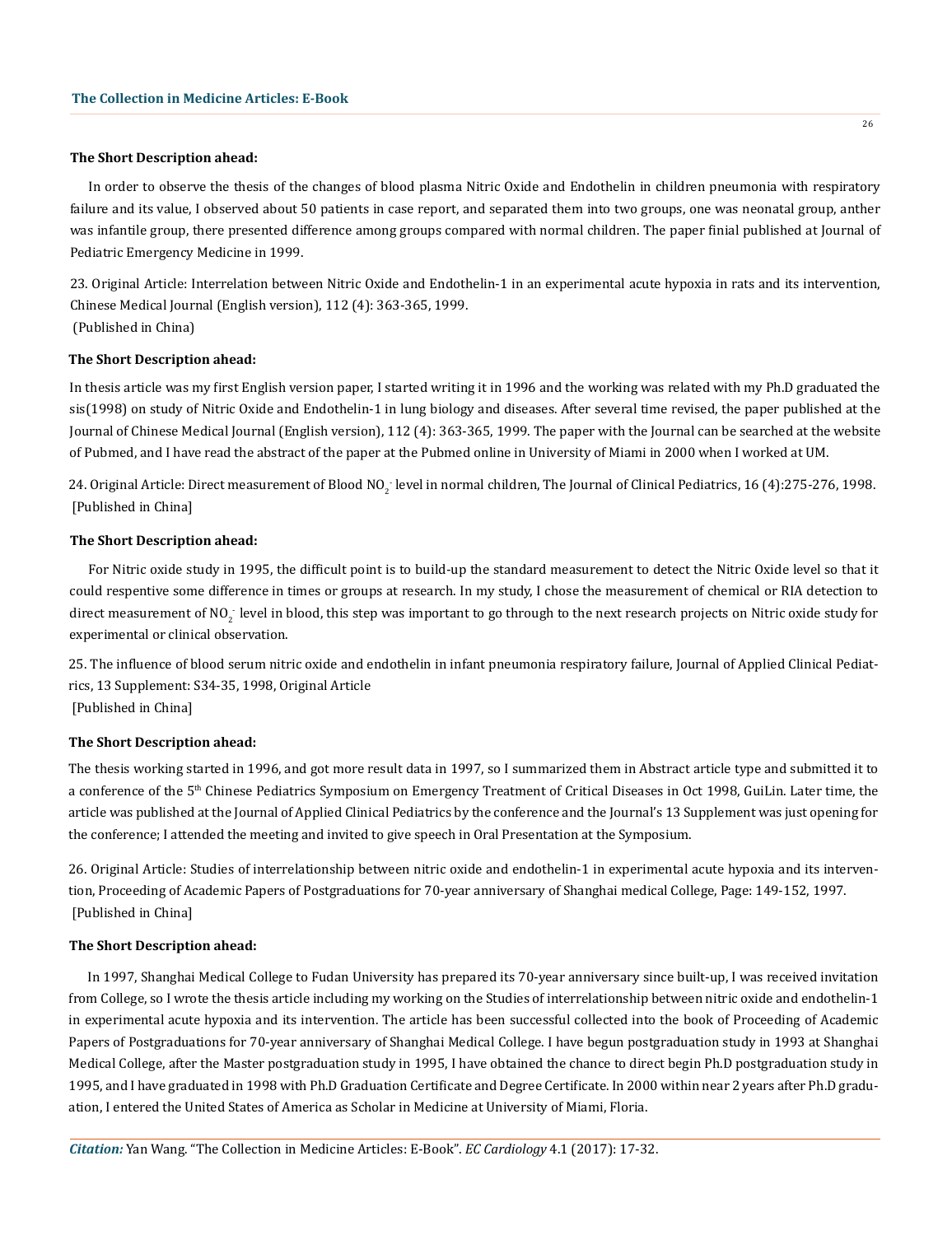**The Short Description ahead:**

In order to observe the thesis of the changes of blood plasma Nitric Oxide and Endothelin in children pneumonia with respiratory failure and its value, I observed about 50 patients in case report, and separated them into two groups, one was neonatal group, anther was infantile group, there presented difference among groups compared with normal children. The paper finial published at Journal of Pediatric Emergency Medicine in 1999.

23. Original Article: Interrelation between Nitric Oxide and Endothelin-1 in an experimental acute hypoxia in rats and its intervention, Chinese Medical Journal (English version), 112 (4): 363-365, 1999.
(Published in China)

**The Short Description ahead:**

In thesis article was my first English version paper, I started writing it in 1996 and the working was related with my Ph.D graduated the sis(1998) on study of Nitric Oxide and Endothelin-1 in lung biology and diseases. After several time revised, the paper published at the Journal of Chinese Medical Journal (English version), 112 (4): 363-365, 1999. The paper with the Journal can be searched at the website of Pubmed, and I have read the abstract of the paper at the Pubmed online in University of Miami in 2000 when I worked at UM.

24. Original Article: Direct measurement of Blood $NO_2^-$ level in normal children, The Journal of Clinical Pediatrics, 16 (4):275-276, 1998.
[Published in China]

**The Short Description ahead:**

For Nitric oxide study in 1995, the difficult point is to build-up the standard measurement to detect the Nitric Oxide level so that it could respentive some difference in times or groups at research. In my study, I chose the measurement of chemical or RIA detection to direct measurement of $NO_2^-$ level in blood, this step was important to go through to the next research projects on Nitric oxide study for experimental or clinical observation.

25. The influence of blood serum nitric oxide and endothelin in infant pneumonia respiratory failure, Journal of Applied Clinical Pediatrics, 13 Supplement: S34-35, 1998, Original Article
[Published in China]

**The Short Description ahead:**

The thesis working started in 1996, and got more result data in 1997, so I summarized them in Abstract article type and submitted it to a conference of the 5th Chinese Pediatrics Symposium on Emergency Treatment of Critical Diseases in Oct 1998, GuiLin. Later time, the article was published at the Journal of Applied Clinical Pediatrics by the conference and the Journal's 13 Supplement was just opening for the conference; I attended the meeting and invited to give speech in Oral Presentation at the Symposium.

26. Original Article: Studies of interrelationship between nitric oxide and endothelin-1 in experimental acute hypoxia and its intervention, Proceeding of Academic Papers of Postgraduations for 70-year anniversary of Shanghai medical College, Page: 149-152, 1997.
[Published in China]

**The Short Description ahead:**

In 1997, Shanghai Medical College to Fudan University has prepared its 70-year anniversary since built-up, I was received invitation from College, so I wrote the thesis article including my working on the Studies of interrelationship between nitric oxide and endothelin-1 in experimental acute hypoxia and its intervention. The article has been successful collected into the book of Proceeding of Academic Papers of Postgraduations for 70-year anniversary of Shanghai Medical College. I have begun postgraduation study in 1993 at Shanghai Medical College, after the Master postgraduation study in 1995, I have obtained the chance to direct begin Ph.D postgraduation study in 1995, and I have graduated in 1998 with Ph.D Graduation Certificate and Degree Certificate. In 2000 within near 2 years after Ph.D graduation, I entered the United States of America as Scholar in Medicine at University of Miami, Floria.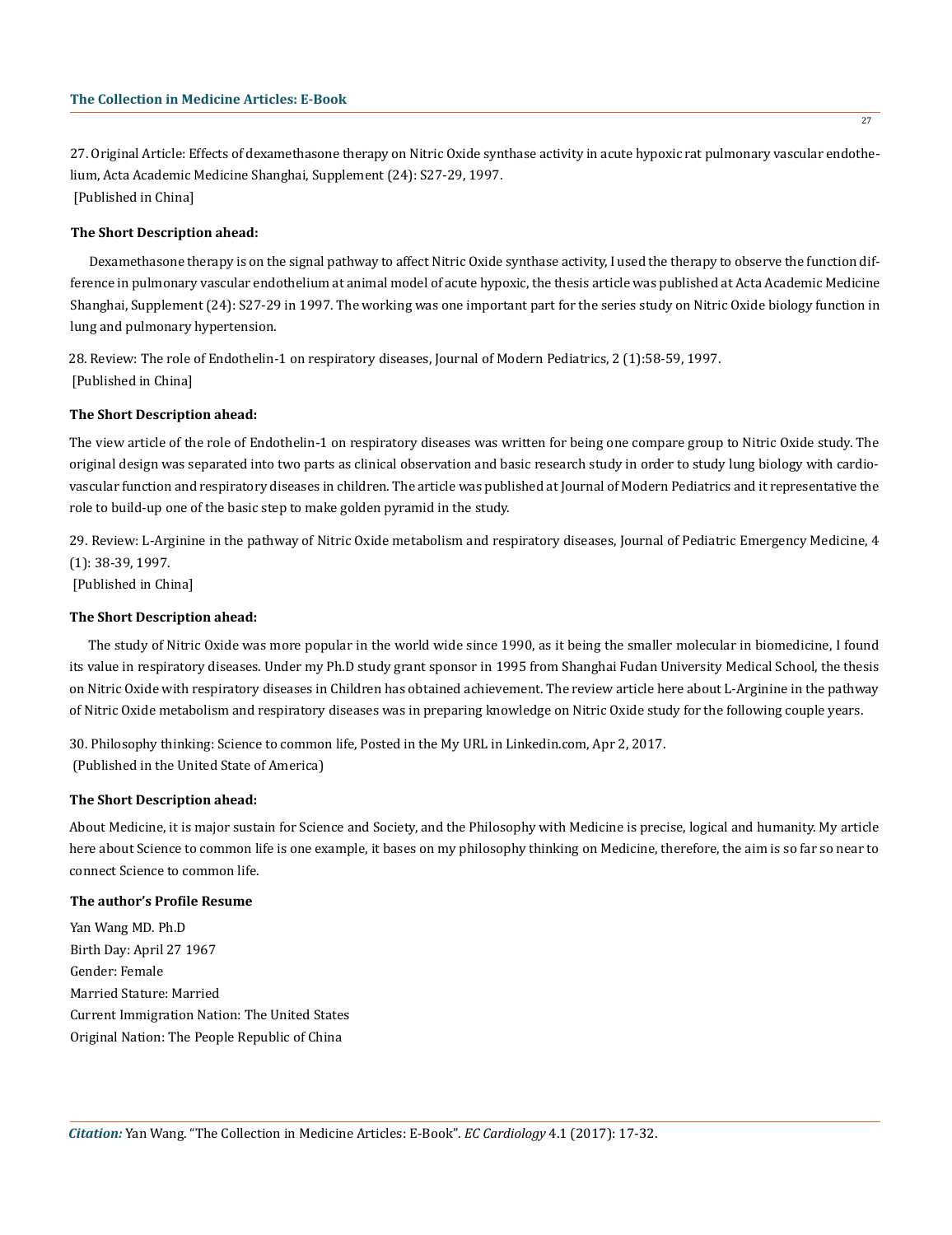27. Original Article: Effects of dexamethasone therapy on Nitric Oxide synthase activity in acute hypoxic rat pulmonary vascular endothelium, Acta Academic Medicine Shanghai, Supplement (24): S27-29, 1997.
[Published in China]

**The Short Description ahead:**

Dexamethasone therapy is on the signal pathway to affect Nitric Oxide synthase activity, I used the therapy to observe the function difference in pulmonary vascular endothelium at animal model of acute hypoxic, the thesis article was published at Acta Academic Medicine Shanghai, Supplement (24): S27-29 in 1997. The working was one important part for the series study on Nitric Oxide biology function in lung and pulmonary hypertension.

28. Review: The role of Endothelin-1 on respiratory diseases, Journal of Modern Pediatrics, 2 (1):58-59, 1997.
[Published in China]

**The Short Description ahead:**

The view article of the role of Endothelin-1 on respiratory diseases was written for being one compare group to Nitric Oxide study. The original design was separated into two parts as clinical observation and basic research study in order to study lung biology with cardiovascular function and respiratory diseases in children. The article was published at Journal of Modern Pediatrics and it representative the role to build-up one of the basic step to make golden pyramid in the study.

29. Review: L-Arginine in the pathway of Nitric Oxide metabolism and respiratory diseases, Journal of Pediatric Emergency Medicine, 4 (1): 38-39, 1997.
[Published in China]

**The Short Description ahead:**

The study of Nitric Oxide was more popular in the world wide since 1990, as it being the smaller molecular in biomedicine, I found its value in respiratory diseases. Under my Ph.D study grant sponsor in 1995 from Shanghai Fudan University Medical School, the thesis on Nitric Oxide with respiratory diseases in Children has obtained achievement. The review article here about L-Arginine in the pathway of Nitric Oxide metabolism and respiratory diseases was in preparing knowledge on Nitric Oxide study for the following couple years.

30. Philosophy thinking: Science to common life, Posted in the My URL in Linkedin.com, Apr 2, 2017.
(Published in the United State of America)

**The Short Description ahead:**

About Medicine, it is major sustain for Science and Society, and the Philosophy with Medicine is precise, logical and humanity. My article here about Science to common life is one example, it bases on my philosophy thinking on Medicine, therefore, the aim is so far so near to connect Science to common life.

**The author's Profile Resume**

Yan Wang MD. Ph.D
Birth Day: April 27 1967
Gender: Female
Married Stature: Married
Current Immigration Nation: The United States
Original Nation: The People Republic of China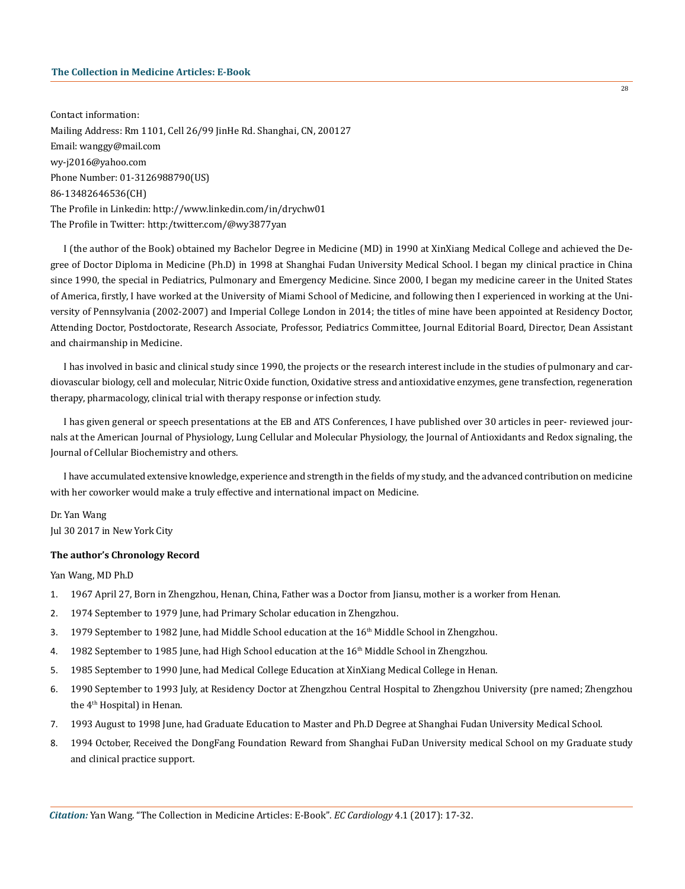Contact information:

Mailing Address: Rm 1101, Cell 26/99 JinHe Rd. Shanghai, CN, 200127

Email: wanggy@mail.com

wy-j2016@yahoo.com

Phone Number: 01-3126988790(US)

86-13482646536(CH)

The Profile in Linkedin: http://www.linkedin.com/in/drychw01

The Profile in Twitter: http:/twitter.com/@wy3877yan

I (the author of the Book) obtained my Bachelor Degree in Medicine (MD) in 1990 at XinXiang Medical College and achieved the Degree of Doctor Diploma in Medicine (Ph.D) in 1998 at Shanghai Fudan University Medical School. I began my clinical practice in China since 1990, the special in Pediatrics, Pulmonary and Emergency Medicine. Since 2000, I began my medicine career in the United States of America, firstly, I have worked at the University of Miami School of Medicine, and following then I experienced in working at the University of Pennsylvania (2002-2007) and Imperial College London in 2014; the titles of mine have been appointed at Residency Doctor, Attending Doctor, Postdoctorate, Research Associate, Professor, Pediatrics Committee, Journal Editorial Board, Director, Dean Assistant and chairmanship in Medicine.

I has involved in basic and clinical study since 1990, the projects or the research interest include in the studies of pulmonary and cardiovascular biology, cell and molecular, Nitric Oxide function, Oxidative stress and antioxidative enzymes, gene transfection, regeneration therapy, pharmacology, clinical trial with therapy response or infection study.

I has given general or speech presentations at the EB and ATS Conferences, I have published over 30 articles in peer- reviewed journals at the American Journal of Physiology, Lung Cellular and Molecular Physiology, the Journal of Antioxidants and Redox signaling, the Journal of Cellular Biochemistry and others.

I have accumulated extensive knowledge, experience and strength in the fields of my study, and the advanced contribution on medicine with her coworker would make a truly effective and international impact on Medicine.

Dr. Yan Wang

Jul 30 2017 in New York City

**The author's Chronology Record**

Yan Wang, MD Ph.D

1. 1967 April 27, Born in Zhengzhou, Henan, China, Father was a Doctor from Jiansu, mother is a worker from Henan.
2. 1974 September to 1979 June, had Primary Scholar education in Zhengzhou.
3. 1979 September to 1982 June, had Middle School education at the 16th Middle School in Zhengzhou.
4. 1982 September to 1985 June, had High School education at the 16th Middle School in Zhengzhou.
5. 1985 September to 1990 June, had Medical College Education at XinXiang Medical College in Henan.
6. 1990 September to 1993 July, at Residency Doctor at Zhengzhou Central Hospital to Zhengzhou University (pre named; Zhengzhou the 4th Hospital) in Henan.
7. 1993 August to 1998 June, had Graduate Education to Master and Ph.D Degree at Shanghai Fudan University Medical School.
8. 1994 October, Received the DongFang Foundation Reward from Shanghai FuDan University medical School on my Graduate study and clinical practice support.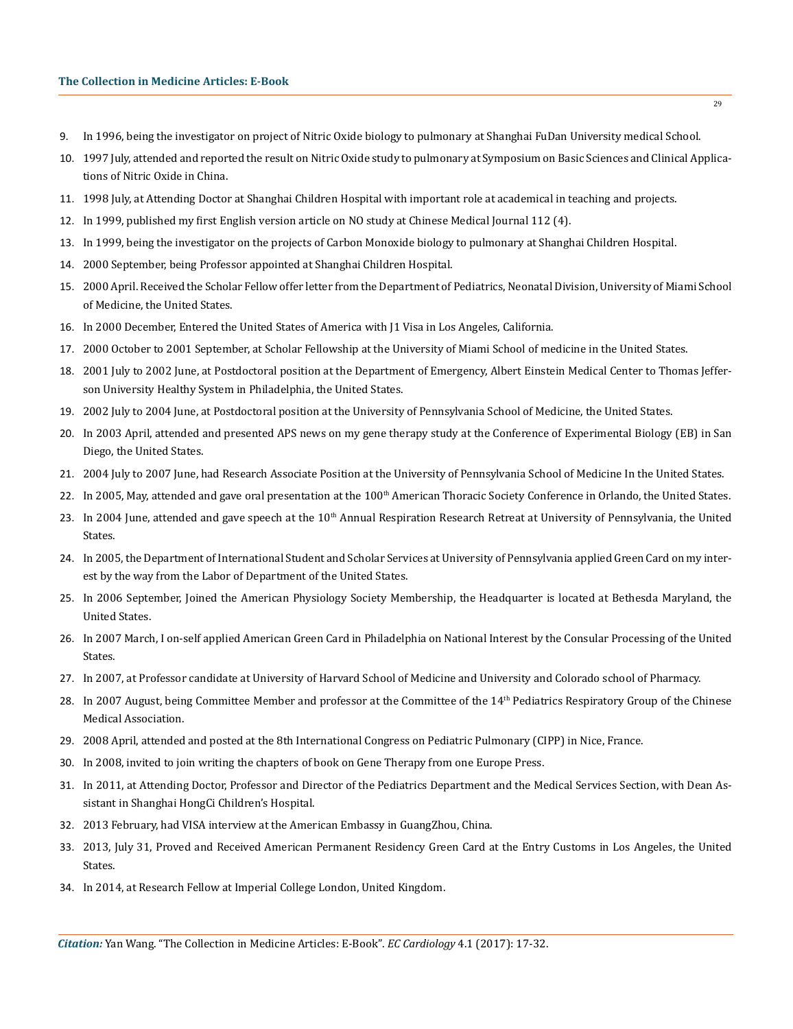9. In 1996, being the investigator on project of Nitric Oxide biology to pulmonary at Shanghai FuDan University medical School.
10. 1997 July, attended and reported the result on Nitric Oxide study to pulmonary at Symposium on Basic Sciences and Clinical Applications of Nitric Oxide in China.
11. 1998 July, at Attending Doctor at Shanghai Children Hospital with important role at academical in teaching and projects.
12. In 1999, published my first English version article on NO study at Chinese Medical Journal 112 (4).
13. In 1999, being the investigator on the projects of Carbon Monoxide biology to pulmonary at Shanghai Children Hospital.
14. 2000 September, being Professor appointed at Shanghai Children Hospital.
15. 2000 April. Received the Scholar Fellow offer letter from the Department of Pediatrics, Neonatal Division, University of Miami School of Medicine, the United States.
16. In 2000 December, Entered the United States of America with J1 Visa in Los Angeles, California.
17. 2000 October to 2001 September, at Scholar Fellowship at the University of Miami School of medicine in the United States.
18. 2001 July to 2002 June, at Postdoctoral position at the Department of Emergency, Albert Einstein Medical Center to Thomas Jefferson University Healthy System in Philadelphia, the United States.
19. 2002 July to 2004 June, at Postdoctoral position at the University of Pennsylvania School of Medicine, the United States.
20. In 2003 April, attended and presented APS news on my gene therapy study at the Conference of Experimental Biology (EB) in San Diego, the United States.
21. 2004 July to 2007 June, had Research Associate Position at the University of Pennsylvania School of Medicine In the United States.
22. In 2005, May, attended and gave oral presentation at the 100th American Thoracic Society Conference in Orlando, the United States.
23. In 2004 June, attended and gave speech at the 10th Annual Respiration Research Retreat at University of Pennsylvania, the United States.
24. In 2005, the Department of International Student and Scholar Services at University of Pennsylvania applied Green Card on my interest by the way from the Labor of Department of the United States.
25. In 2006 September, Joined the American Physiology Society Membership, the Headquarter is located at Bethesda Maryland, the United States.
26. In 2007 March, I on-self applied American Green Card in Philadelphia on National Interest by the Consular Processing of the United States.
27. In 2007, at Professor candidate at University of Harvard School of Medicine and University and Colorado school of Pharmacy.
28. In 2007 August, being Committee Member and professor at the Committee of the 14th Pediatrics Respiratory Group of the Chinese Medical Association.
29. 2008 April, attended and posted at the 8th International Congress on Pediatric Pulmonary (CIPP) in Nice, France.
30. In 2008, invited to join writing the chapters of book on Gene Therapy from one Europe Press.
31. In 2011, at Attending Doctor, Professor and Director of the Pediatrics Department and the Medical Services Section, with Dean Assistant in Shanghai HongCi Children's Hospital.
32. 2013 February, had VISA interview at the American Embassy in GuangZhou, China.
33. 2013, July 31, Proved and Received American Permanent Residency Green Card at the Entry Customs in Los Angeles, the United States.
34. In 2014, at Research Fellow at Imperial College London, United Kingdom.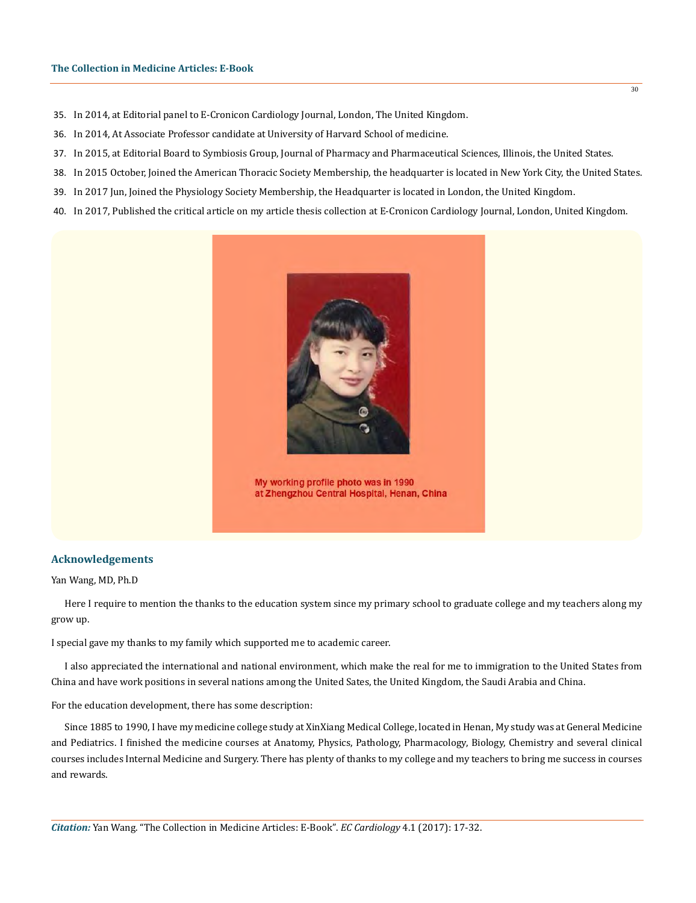35. In 2014, at Editorial panel to E-Cronicon Cardiology Journal, London, The United Kingdom.
36. In 2014, At Associate Professor candidate at University of Harvard School of medicine.
37. In 2015, at Editorial Board to Symbiosis Group, Journal of Pharmacy and Pharmaceutical Sciences, Illinois, the United States.
38. In 2015 October, Joined the American Thoracic Society Membership, the headquarter is located in New York City, the United States.
39. In 2017 Jun, Joined the Physiology Society Membership, the Headquarter is located in London, the United Kingdom.
40. In 2017, Published the critical article on my article thesis collection at E-Cronicon Cardiology Journal, London, United Kingdom.

My working profile photo was in 1990 at Zhengzhou Central Hospital, Henan, China

## Acknowledgements

Yan Wang, MD, Ph.D

Here I require to mention the thanks to the education system since my primary school to graduate college and my teachers along my grow up.

I special gave my thanks to my family which supported me to academic career.

I also appreciated the international and national environment, which make the real for me to immigration to the United States from China and have work positions in several nations among the United Sates, the United Kingdom, the Saudi Arabia and China.

For the education development, there has some description:

Since 1885 to 1990, I have my medicine college study at XinXiang Medical College, located in Henan, My study was at General Medicine and Pediatrics. I finished the medicine courses at Anatomy, Physics, Pathology, Pharmacology, Biology, Chemistry and several clinical courses includes Internal Medicine and Surgery. There has plenty of thanks to my college and my teachers to bring me success in courses and rewards.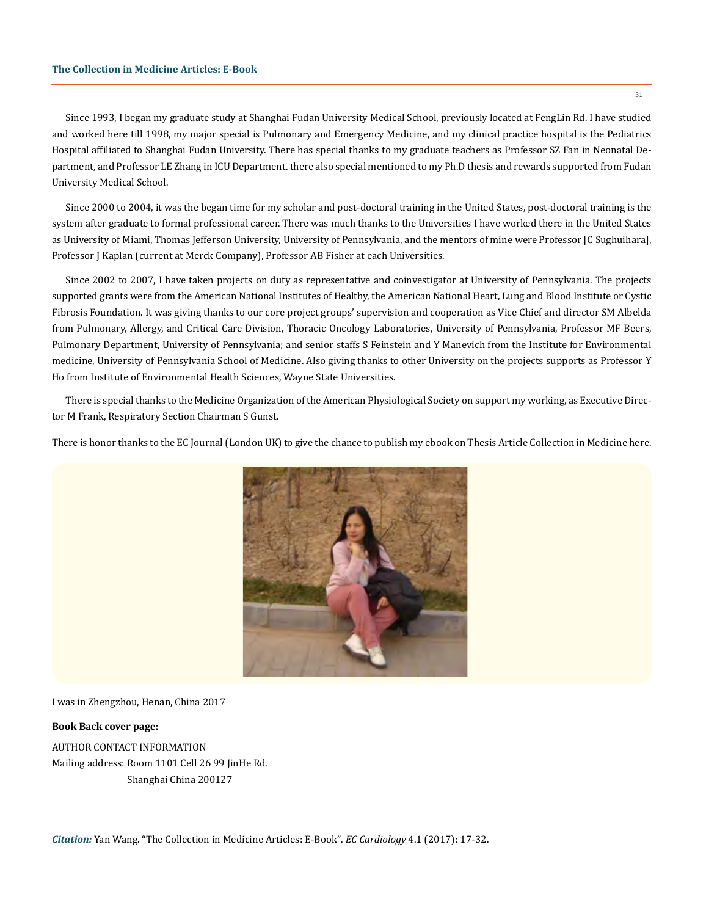Since 1993, I began my graduate study at Shanghai Fudan University Medical School, previously located at FengLin Rd. I have studied and worked here till 1998, my major special is Pulmonary and Emergency Medicine, and my clinical practice hospital is the Pediatrics Hospital affiliated to Shanghai Fudan University. There has special thanks to my graduate teachers as Professor SZ Fan in Neonatal Department, and Professor LE Zhang in ICU Department. there also special mentioned to my Ph.D thesis and rewards supported from Fudan University Medical School.

Since 2000 to 2004, it was the began time for my scholar and post-doctoral training in the United States, post-doctoral training is the system after graduate to formal professional career. There was much thanks to the Universities I have worked there in the United States as University of Miami, Thomas Jefferson University, University of Pennsylvania, and the mentors of mine were Professor [C Sughuihara], Professor J Kaplan (current at Merck Company), Professor AB Fisher at each Universities.

Since 2002 to 2007, I have taken projects on duty as representative and coinvestigator at University of Pennsylvania. The projects supported grants were from the American National Institutes of Healthy, the American National Heart, Lung and Blood Institute or Cystic Fibrosis Foundation. It was giving thanks to our core project groups' supervision and cooperation as Vice Chief and director SM Albelda from Pulmonary, Allergy, and Critical Care Division, Thoracic Oncology Laboratories, University of Pennsylvania, Professor MF Beers, Pulmonary Department, University of Pennsylvania; and senior staffs S Feinstein and Y Manevich from the Institute for Environmental medicine, University of Pennsylvania School of Medicine. Also giving thanks to other University on the projects supports as Professor Y Ho from Institute of Environmental Health Sciences, Wayne State Universities.

There is special thanks to the Medicine Organization of the American Physiological Society on support my working, as Executive Director M Frank, Respiratory Section Chairman S Gunst.

There is honor thanks to the EC Journal (London UK) to give the chance to publish my ebook on Thesis Article Collection in Medicine here.

I was in Zhengzhou, Henan, China 2017

**Book Back cover page:**

AUTHOR CONTACT INFORMATION

Mailing address: Room 1101 Cell 26 99 JinHe Rd.

Shanghai China 200127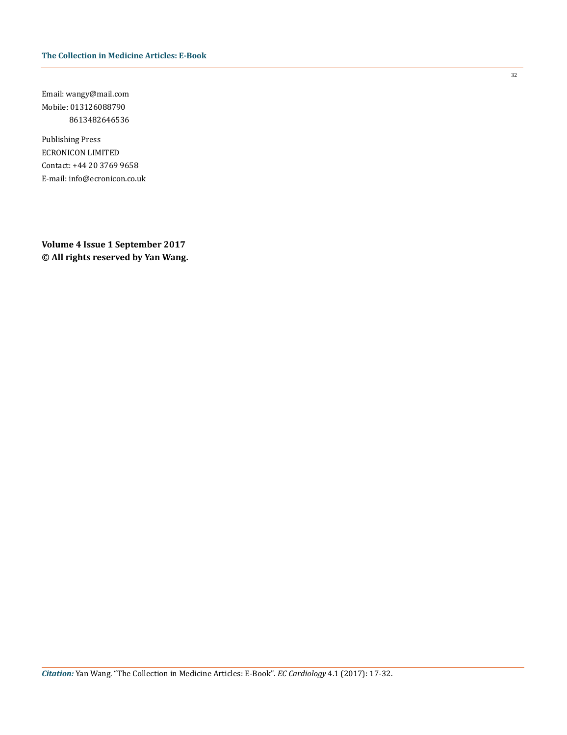Email: wangy@mail.com
Mobile: 013126088790
8613482646536

Publishing Press
ECRONICON LIMITED
Contact: +44 20 3769 9658
E-mail: info@ecronicon.co.uk

**Volume 4 Issue 1 September 2017**
**© All rights reserved by Yan Wang.**